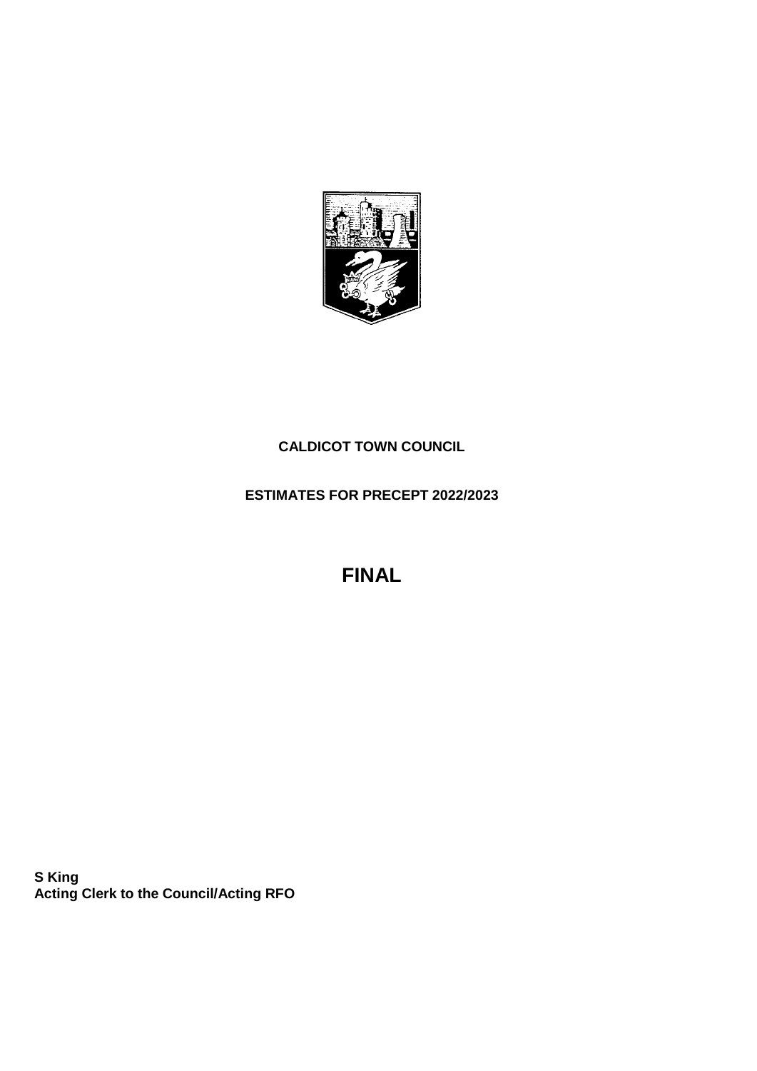**CALDICOT TOWN COUNCIL**

**ESTIMATES FOR PRECEPT 2022/2023**

# FINAL

**S King**
**Acting Clerk to the Council/Acting RFO**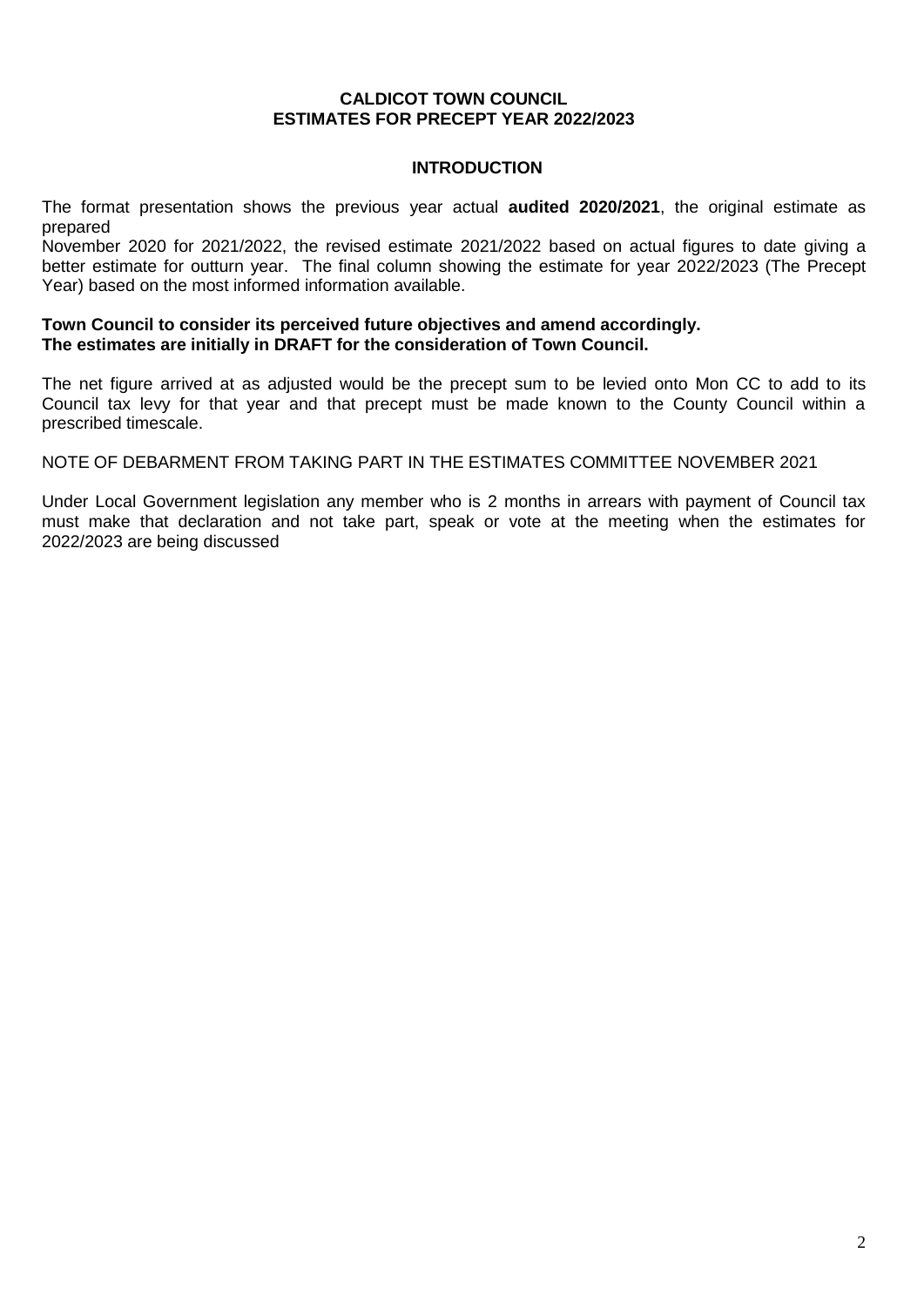**CALDICOT TOWN COUNCIL**
**ESTIMATES FOR PRECEPT YEAR 2022/2023**

## INTRODUCTION

The format presentation shows the previous year actual **audited 2020/2021**, the original estimate as prepared November 2020 for 2021/2022, the revised estimate 2021/2022 based on actual figures to date giving a better estimate for outturn year. The final column showing the estimate for year 2022/2023 (The Precept Year) based on the most informed information available.

**Town Council to consider its perceived future objectives and amend accordingly.**
**The estimates are initially in DRAFT for the consideration of Town Council.**

The net figure arrived at as adjusted would be the precept sum to be levied onto Mon CC to add to its Council tax levy for that year and that precept must be made known to the County Council within a prescribed timescale.

NOTE OF DEBARMENT FROM TAKING PART IN THE ESTIMATES COMMITTEE NOVEMBER 2021

Under Local Government legislation any member who is 2 months in arrears with payment of Council tax must make that declaration and not take part, speak or vote at the meeting when the estimates for 2022/2023 are being discussed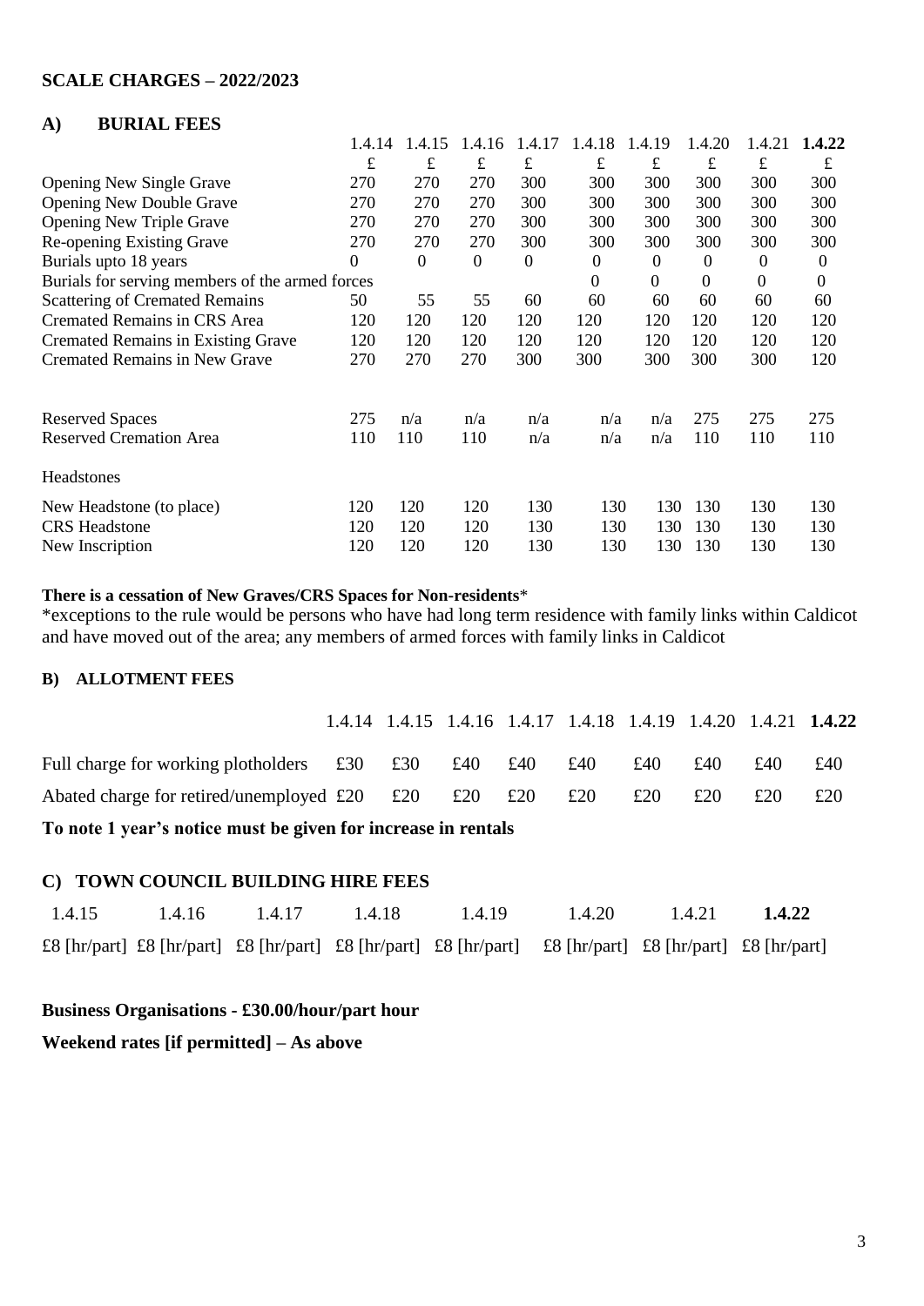## SCALE CHARGES – 2022/2023

### A) BURIAL FEES

| | 1.4.14 | 1.4.15 | 1.4.16 | 1.4.17 | 1.4.18 | 1.4.19 | 1.4.20 | 1.4.21 | **1.4.22** |
|---|---|---|---|---|---|---|---|---|---|
| | £ | £ | £ | £ | £ | £ | £ | £ | £ |
| Opening New Single Grave | 270 | 270 | 270 | 300 | 300 | 300 | 300 | 300 | 300 |
| Opening New Double Grave | 270 | 270 | 270 | 300 | 300 | 300 | 300 | 300 | 300 |
| Opening New Triple Grave | 270 | 270 | 270 | 300 | 300 | 300 | 300 | 300 | 300 |
| Re-opening Existing Grave | 270 | 270 | 270 | 300 | 300 | 300 | 300 | 300 | 300 |
| Burials upto 18 years | 0 | 0 | 0 | 0 | 0 | 0 | 0 | 0 | 0 |
| Burials for serving members of the armed forces | | | | | 0 | 0 | 0 | 0 | 0 |
| Scattering of Cremated Remains | 50 | 55 | 55 | 60 | 60 | 60 | 60 | 60 | 60 |
| Cremated Remains in CRS Area | 120 | 120 | 120 | 120 | 120 | 120 | 120 | 120 | 120 |
| Cremated Remains in Existing Grave | 120 | 120 | 120 | 120 | 120 | 120 | 120 | 120 | 120 |
| Cremated Remains in New Grave | 270 | 270 | 270 | 300 | 300 | 300 | 300 | 300 | 120 |
| | | | | | | | | | |
| Reserved Spaces | 275 | n/a | n/a | n/a | n/a | n/a | 275 | 275 | 275 |
| Reserved Cremation Area | 110 | 110 | 110 | n/a | n/a | n/a | 110 | 110 | 110 |
| Headstones | | | | | | | | | |
| New Headstone (to place) | 120 | 120 | 120 | 130 | 130 | 130 | 130 | 130 | 130 |
| CRS Headstone | 120 | 120 | 120 | 130 | 130 | 130 | 130 | 130 | 130 |
| New Inscription | 120 | 120 | 120 | 130 | 130 | 130 | 130 | 130 | 130 |

**There is a cessation of New Graves/CRS Spaces for Non-residents***
*exceptions to the rule would be persons who have had long term residence with family links within Caldicot and have moved out of the area; any members of armed forces with family links in Caldicot

### B) ALLOTMENT FEES

| | 1.4.14 | 1.4.15 | 1.4.16 | 1.4.17 | 1.4.18 | 1.4.19 | 1.4.20 | 1.4.21 | **1.4.22** |
|---|---|---|---|---|---|---|---|---|---|
| Full charge for working plotholders | £30 | £30 | £40 | £40 | £40 | £40 | £40 | £40 | £40 |
| Abated charge for retired/unemployed | £20 | £20 | £20 | £20 | £20 | £20 | £20 | £20 | £20 |

**To note 1 year's notice must be given for increase in rentals**

### C) TOWN COUNCIL BUILDING HIRE FEES

| 1.4.15 | 1.4.16 | 1.4.17 | 1.4.18 | 1.4.19 | 1.4.20 | 1.4.21 | **1.4.22** |
|---|---|---|---|---|---|---|---|
| £8 [hr/part] | £8 [hr/part] | £8 [hr/part] | £8 [hr/part] | £8 [hr/part] | £8 [hr/part] | £8 [hr/part] | £8 [hr/part] |

**Business Organisations - £30.00/hour/part hour**

**Weekend rates [if permitted] – As above**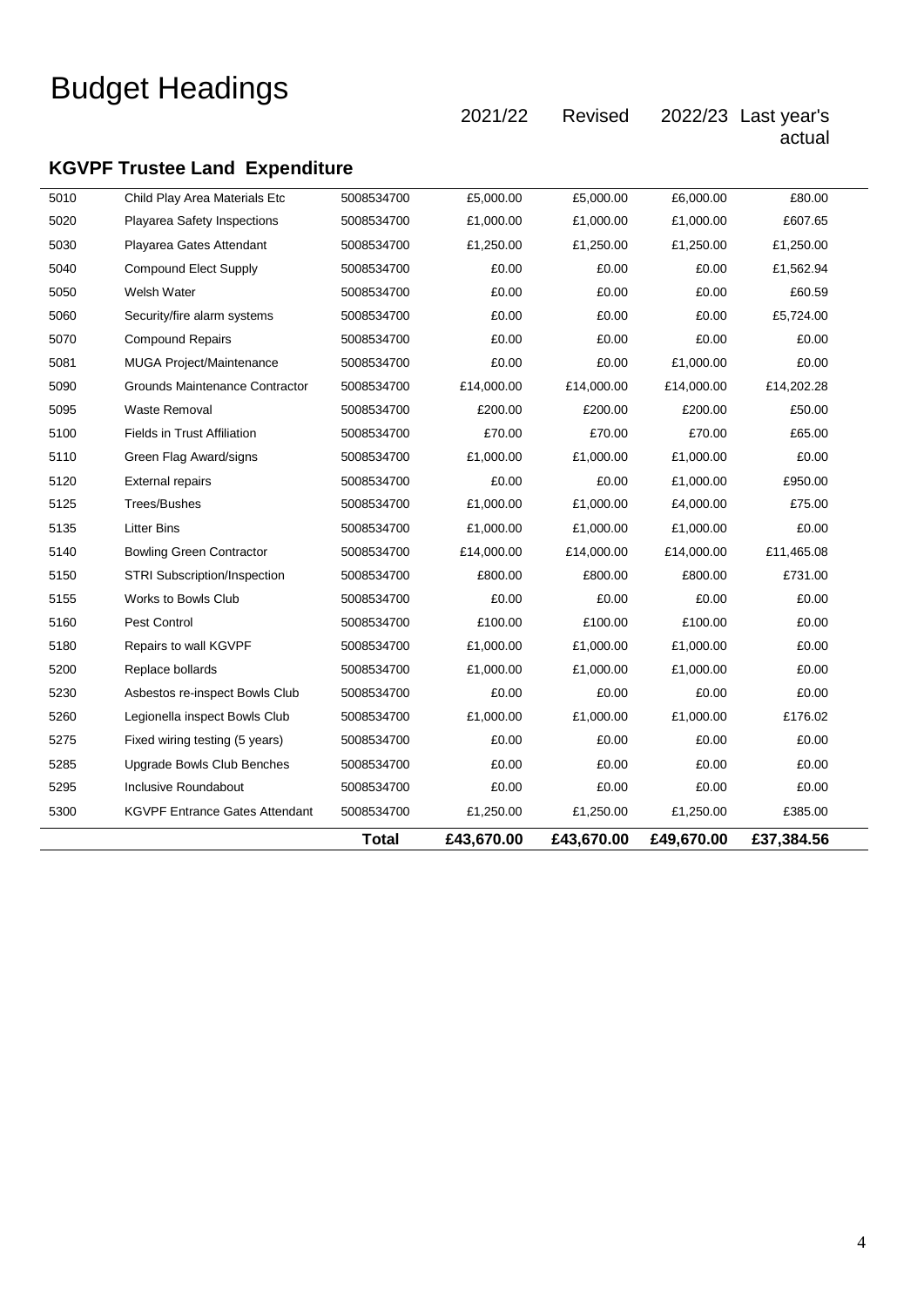# Budget Headings

## KGVPF Trustee Land Expenditure

| | | | 2021/22 | Revised | 2022/23 | Last year's actual |
|---|---|---|---|---|---|---|
| 5010 | Child Play Area Materials Etc | 5008534700 | £5,000.00 | £5,000.00 | £6,000.00 | £80.00 |
| 5020 | Playarea Safety Inspections | 5008534700 | £1,000.00 | £1,000.00 | £1,000.00 | £607.65 |
| 5030 | Playarea Gates Attendant | 5008534700 | £1,250.00 | £1,250.00 | £1,250.00 | £1,250.00 |
| 5040 | Compound Elect Supply | 5008534700 | £0.00 | £0.00 | £0.00 | £1,562.94 |
| 5050 | Welsh Water | 5008534700 | £0.00 | £0.00 | £0.00 | £60.59 |
| 5060 | Security/fire alarm systems | 5008534700 | £0.00 | £0.00 | £0.00 | £5,724.00 |
| 5070 | Compound Repairs | 5008534700 | £0.00 | £0.00 | £0.00 | £0.00 |
| 5081 | MUGA Project/Maintenance | 5008534700 | £0.00 | £0.00 | £1,000.00 | £0.00 |
| 5090 | Grounds Maintenance Contractor | 5008534700 | £14,000.00 | £14,000.00 | £14,000.00 | £14,202.28 |
| 5095 | Waste Removal | 5008534700 | £200.00 | £200.00 | £200.00 | £50.00 |
| 5100 | Fields in Trust Affiliation | 5008534700 | £70.00 | £70.00 | £70.00 | £65.00 |
| 5110 | Green Flag Award/signs | 5008534700 | £1,000.00 | £1,000.00 | £1,000.00 | £0.00 |
| 5120 | External repairs | 5008534700 | £0.00 | £0.00 | £1,000.00 | £950.00 |
| 5125 | Trees/Bushes | 5008534700 | £1,000.00 | £1,000.00 | £4,000.00 | £75.00 |
| 5135 | Litter Bins | 5008534700 | £1,000.00 | £1,000.00 | £1,000.00 | £0.00 |
| 5140 | Bowling Green Contractor | 5008534700 | £14,000.00 | £14,000.00 | £14,000.00 | £11,465.08 |
| 5150 | STRI Subscription/Inspection | 5008534700 | £800.00 | £800.00 | £800.00 | £731.00 |
| 5155 | Works to Bowls Club | 5008534700 | £0.00 | £0.00 | £0.00 | £0.00 |
| 5160 | Pest Control | 5008534700 | £100.00 | £100.00 | £100.00 | £0.00 |
| 5180 | Repairs to wall KGVPF | 5008534700 | £1,000.00 | £1,000.00 | £1,000.00 | £0.00 |
| 5200 | Replace bollards | 5008534700 | £1,000.00 | £1,000.00 | £1,000.00 | £0.00 |
| 5230 | Asbestos re-inspect Bowls Club | 5008534700 | £0.00 | £0.00 | £0.00 | £0.00 |
| 5260 | Legionella inspect Bowls Club | 5008534700 | £1,000.00 | £1,000.00 | £1,000.00 | £176.02 |
| 5275 | Fixed wiring testing (5 years) | 5008534700 | £0.00 | £0.00 | £0.00 | £0.00 |
| 5285 | Upgrade Bowls Club Benches | 5008534700 | £0.00 | £0.00 | £0.00 | £0.00 |
| 5295 | Inclusive Roundabout | 5008534700 | £0.00 | £0.00 | £0.00 | £0.00 |
| 5300 | KGVPF Entrance Gates Attendant | 5008534700 | £1,250.00 | £1,250.00 | £1,250.00 | £385.00 |
| | | **Total** | **£43,670.00** | **£43,670.00** | **£49,670.00** | **£37,384.56** |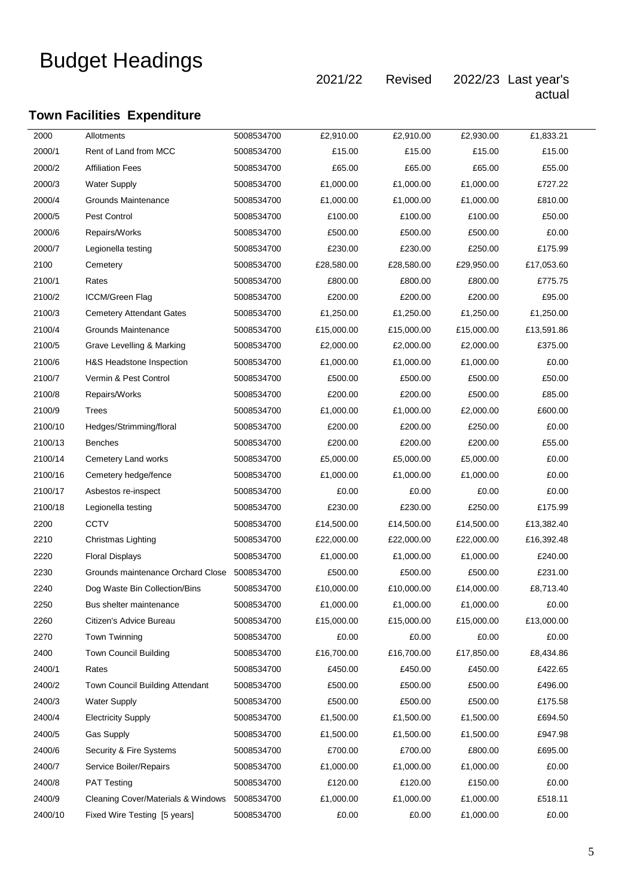# Budget Headings

## Town Facilities Expenditure

| | | | 2021/22 | Revised | 2022/23 | Last year's actual |
|---|---|---|---|---|---|---|
| 2000 | Allotments | 5008534700 | £2,910.00 | £2,910.00 | £2,930.00 | £1,833.21 |
| 2000/1 | Rent of Land from MCC | 5008534700 | £15.00 | £15.00 | £15.00 | £15.00 |
| 2000/2 | Affiliation Fees | 5008534700 | £65.00 | £65.00 | £65.00 | £55.00 |
| 2000/3 | Water Supply | 5008534700 | £1,000.00 | £1,000.00 | £1,000.00 | £727.22 |
| 2000/4 | Grounds Maintenance | 5008534700 | £1,000.00 | £1,000.00 | £1,000.00 | £810.00 |
| 2000/5 | Pest Control | 5008534700 | £100.00 | £100.00 | £100.00 | £50.00 |
| 2000/6 | Repairs/Works | 5008534700 | £500.00 | £500.00 | £500.00 | £0.00 |
| 2000/7 | Legionella testing | 5008534700 | £230.00 | £230.00 | £250.00 | £175.99 |
| 2100 | Cemetery | 5008534700 | £28,580.00 | £28,580.00 | £29,950.00 | £17,053.60 |
| 2100/1 | Rates | 5008534700 | £800.00 | £800.00 | £800.00 | £775.75 |
| 2100/2 | ICCM/Green Flag | 5008534700 | £200.00 | £200.00 | £200.00 | £95.00 |
| 2100/3 | Cemetery Attendant Gates | 5008534700 | £1,250.00 | £1,250.00 | £1,250.00 | £1,250.00 |
| 2100/4 | Grounds Maintenance | 5008534700 | £15,000.00 | £15,000.00 | £15,000.00 | £13,591.86 |
| 2100/5 | Grave Levelling & Marking | 5008534700 | £2,000.00 | £2,000.00 | £2,000.00 | £375.00 |
| 2100/6 | H&S Headstone Inspection | 5008534700 | £1,000.00 | £1,000.00 | £1,000.00 | £0.00 |
| 2100/7 | Vermin & Pest Control | 5008534700 | £500.00 | £500.00 | £500.00 | £50.00 |
| 2100/8 | Repairs/Works | 5008534700 | £200.00 | £200.00 | £500.00 | £85.00 |
| 2100/9 | Trees | 5008534700 | £1,000.00 | £1,000.00 | £2,000.00 | £600.00 |
| 2100/10 | Hedges/Strimming/floral | 5008534700 | £200.00 | £200.00 | £250.00 | £0.00 |
| 2100/13 | Benches | 5008534700 | £200.00 | £200.00 | £200.00 | £55.00 |
| 2100/14 | Cemetery Land works | 5008534700 | £5,000.00 | £5,000.00 | £5,000.00 | £0.00 |
| 2100/16 | Cemetery hedge/fence | 5008534700 | £1,000.00 | £1,000.00 | £1,000.00 | £0.00 |
| 2100/17 | Asbestos re-inspect | 5008534700 | £0.00 | £0.00 | £0.00 | £0.00 |
| 2100/18 | Legionella testing | 5008534700 | £230.00 | £230.00 | £250.00 | £175.99 |
| 2200 | CCTV | 5008534700 | £14,500.00 | £14,500.00 | £14,500.00 | £13,382.40 |
| 2210 | Christmas Lighting | 5008534700 | £22,000.00 | £22,000.00 | £22,000.00 | £16,392.48 |
| 2220 | Floral Displays | 5008534700 | £1,000.00 | £1,000.00 | £1,000.00 | £240.00 |
| 2230 | Grounds maintenance Orchard Close | 5008534700 | £500.00 | £500.00 | £500.00 | £231.00 |
| 2240 | Dog Waste Bin Collection/Bins | 5008534700 | £10,000.00 | £10,000.00 | £14,000.00 | £8,713.40 |
| 2250 | Bus shelter maintenance | 5008534700 | £1,000.00 | £1,000.00 | £1,000.00 | £0.00 |
| 2260 | Citizen's Advice Bureau | 5008534700 | £15,000.00 | £15,000.00 | £15,000.00 | £13,000.00 |
| 2270 | Town Twinning | 5008534700 | £0.00 | £0.00 | £0.00 | £0.00 |
| 2400 | Town Council Building | 5008534700 | £16,700.00 | £16,700.00 | £17,850.00 | £8,434.86 |
| 2400/1 | Rates | 5008534700 | £450.00 | £450.00 | £450.00 | £422.65 |
| 2400/2 | Town Council Building Attendant | 5008534700 | £500.00 | £500.00 | £500.00 | £496.00 |
| 2400/3 | Water Supply | 5008534700 | £500.00 | £500.00 | £500.00 | £175.58 |
| 2400/4 | Electricity Supply | 5008534700 | £1,500.00 | £1,500.00 | £1,500.00 | £694.50 |
| 2400/5 | Gas Supply | 5008534700 | £1,500.00 | £1,500.00 | £1,500.00 | £947.98 |
| 2400/6 | Security & Fire Systems | 5008534700 | £700.00 | £700.00 | £800.00 | £695.00 |
| 2400/7 | Service Boiler/Repairs | 5008534700 | £1,000.00 | £1,000.00 | £1,000.00 | £0.00 |
| 2400/8 | PAT Testing | 5008534700 | £120.00 | £120.00 | £150.00 | £0.00 |
| 2400/9 | Cleaning Cover/Materials & Windows | 5008534700 | £1,000.00 | £1,000.00 | £1,000.00 | £518.11 |
| 2400/10 | Fixed Wire Testing [5 years] | 5008534700 | £0.00 | £0.00 | £1,000.00 | £0.00 |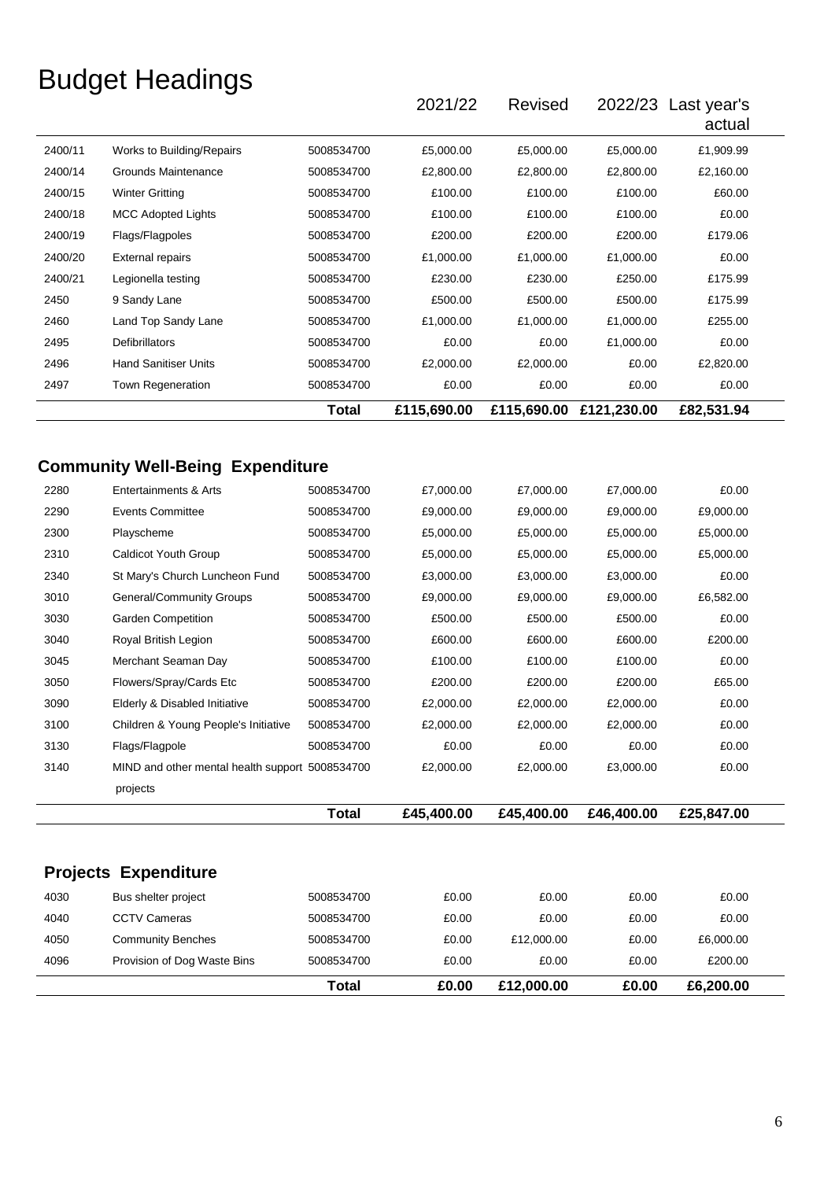# Budget Headings

| | | | 2021/22 | Revised | 2022/23 | Last year's actual |
|---|---|---|---|---|---|---|
| 2400/11 | Works to Building/Repairs | 5008534700 | £5,000.00 | £5,000.00 | £5,000.00 | £1,909.99 |
| 2400/14 | Grounds Maintenance | 5008534700 | £2,800.00 | £2,800.00 | £2,800.00 | £2,160.00 |
| 2400/15 | Winter Gritting | 5008534700 | £100.00 | £100.00 | £100.00 | £60.00 |
| 2400/18 | MCC Adopted Lights | 5008534700 | £100.00 | £100.00 | £100.00 | £0.00 |
| 2400/19 | Flags/Flagpoles | 5008534700 | £200.00 | £200.00 | £200.00 | £179.06 |
| 2400/20 | External repairs | 5008534700 | £1,000.00 | £1,000.00 | £1,000.00 | £0.00 |
| 2400/21 | Legionella testing | 5008534700 | £230.00 | £230.00 | £250.00 | £175.99 |
| 2450 | 9 Sandy Lane | 5008534700 | £500.00 | £500.00 | £500.00 | £175.99 |
| 2460 | Land Top Sandy Lane | 5008534700 | £1,000.00 | £1,000.00 | £1,000.00 | £255.00 |
| 2495 | Defibrillators | 5008534700 | £0.00 | £0.00 | £1,000.00 | £0.00 |
| 2496 | Hand Sanitiser Units | 5008534700 | £2,000.00 | £2,000.00 | £0.00 | £2,820.00 |
| 2497 | Town Regeneration | 5008534700 | £0.00 | £0.00 | £0.00 | £0.00 |
| | | **Total** | **£115,690.00** | **£115,690.00** | **£121,230.00** | **£82,531.94** |

## Community Well-Being Expenditure

| | | | 2021/22 | Revised | 2022/23 | Last year's actual |
|---|---|---|---|---|---|---|
| 2280 | Entertainments & Arts | 5008534700 | £7,000.00 | £7,000.00 | £7,000.00 | £0.00 |
| 2290 | Events Committee | 5008534700 | £9,000.00 | £9,000.00 | £9,000.00 | £9,000.00 |
| 2300 | Playscheme | 5008534700 | £5,000.00 | £5,000.00 | £5,000.00 | £5,000.00 |
| 2310 | Caldicot Youth Group | 5008534700 | £5,000.00 | £5,000.00 | £5,000.00 | £5,000.00 |
| 2340 | St Mary's Church Luncheon Fund | 5008534700 | £3,000.00 | £3,000.00 | £3,000.00 | £0.00 |
| 3010 | General/Community Groups | 5008534700 | £9,000.00 | £9,000.00 | £9,000.00 | £6,582.00 |
| 3030 | Garden Competition | 5008534700 | £500.00 | £500.00 | £500.00 | £0.00 |
| 3040 | Royal British Legion | 5008534700 | £600.00 | £600.00 | £600.00 | £200.00 |
| 3045 | Merchant Seaman Day | 5008534700 | £100.00 | £100.00 | £100.00 | £0.00 |
| 3050 | Flowers/Spray/Cards Etc | 5008534700 | £200.00 | £200.00 | £200.00 | £65.00 |
| 3090 | Elderly & Disabled Initiative | 5008534700 | £2,000.00 | £2,000.00 | £2,000.00 | £0.00 |
| 3100 | Children & Young People's Initiative | 5008534700 | £2,000.00 | £2,000.00 | £2,000.00 | £0.00 |
| 3130 | Flags/Flagpole | 5008534700 | £0.00 | £0.00 | £0.00 | £0.00 |
| 3140 | MIND and other mental health support projects | 5008534700 | £2,000.00 | £2,000.00 | £3,000.00 | £0.00 |
| | | **Total** | **£45,400.00** | **£45,400.00** | **£46,400.00** | **£25,847.00** |

## Projects Expenditure

| | | | 2021/22 | Revised | 2022/23 | Last year's actual |
|---|---|---|---|---|---|---|
| 4030 | Bus shelter project | 5008534700 | £0.00 | £0.00 | £0.00 | £0.00 |
| 4040 | CCTV Cameras | 5008534700 | £0.00 | £0.00 | £0.00 | £0.00 |
| 4050 | Community Benches | 5008534700 | £0.00 | £12,000.00 | £0.00 | £6,000.00 |
| 4096 | Provision of Dog Waste Bins | 5008534700 | £0.00 | £0.00 | £0.00 | £200.00 |
| | | **Total** | **£0.00** | **£12,000.00** | **£0.00** | **£6,200.00** |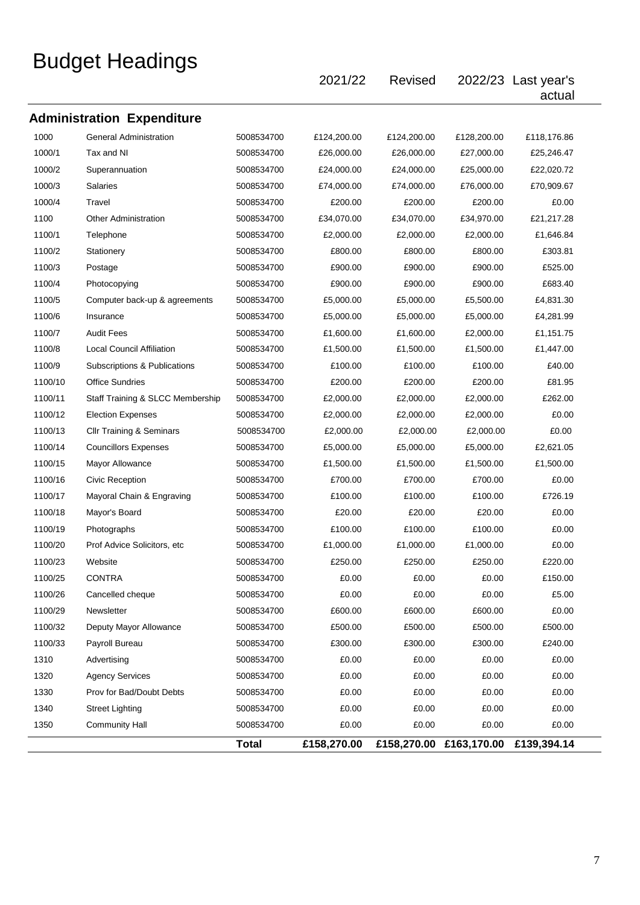# Budget Headings

## Administration Expenditure

| | | | 2021/22 | Revised | 2022/23 | Last year's actual |
|---|---|---|---|---|---|---|
| 1000 | General Administration | 5008534700 | £124,200.00 | £124,200.00 | £128,200.00 | £118,176.86 |
| 1000/1 | Tax and NI | 5008534700 | £26,000.00 | £26,000.00 | £27,000.00 | £25,246.47 |
| 1000/2 | Superannuation | 5008534700 | £24,000.00 | £24,000.00 | £25,000.00 | £22,020.72 |
| 1000/3 | Salaries | 5008534700 | £74,000.00 | £74,000.00 | £76,000.00 | £70,909.67 |
| 1000/4 | Travel | 5008534700 | £200.00 | £200.00 | £200.00 | £0.00 |
| 1100 | Other Administration | 5008534700 | £34,070.00 | £34,070.00 | £34,970.00 | £21,217.28 |
| 1100/1 | Telephone | 5008534700 | £2,000.00 | £2,000.00 | £2,000.00 | £1,646.84 |
| 1100/2 | Stationery | 5008534700 | £800.00 | £800.00 | £800.00 | £303.81 |
| 1100/3 | Postage | 5008534700 | £900.00 | £900.00 | £900.00 | £525.00 |
| 1100/4 | Photocopying | 5008534700 | £900.00 | £900.00 | £900.00 | £683.40 |
| 1100/5 | Computer back-up & agreements | 5008534700 | £5,000.00 | £5,000.00 | £5,500.00 | £4,831.30 |
| 1100/6 | Insurance | 5008534700 | £5,000.00 | £5,000.00 | £5,000.00 | £4,281.99 |
| 1100/7 | Audit Fees | 5008534700 | £1,600.00 | £1,600.00 | £2,000.00 | £1,151.75 |
| 1100/8 | Local Council Affiliation | 5008534700 | £1,500.00 | £1,500.00 | £1,500.00 | £1,447.00 |
| 1100/9 | Subscriptions & Publications | 5008534700 | £100.00 | £100.00 | £100.00 | £40.00 |
| 1100/10 | Office Sundries | 5008534700 | £200.00 | £200.00 | £200.00 | £81.95 |
| 1100/11 | Staff Training & SLCC Membership | 5008534700 | £2,000.00 | £2,000.00 | £2,000.00 | £262.00 |
| 1100/12 | Election Expenses | 5008534700 | £2,000.00 | £2,000.00 | £2,000.00 | £0.00 |
| 1100/13 | Cllr Training & Seminars | 5008534700 | £2,000.00 | £2,000.00 | £2,000.00 | £0.00 |
| 1100/14 | Councillors Expenses | 5008534700 | £5,000.00 | £5,000.00 | £5,000.00 | £2,621.05 |
| 1100/15 | Mayor Allowance | 5008534700 | £1,500.00 | £1,500.00 | £1,500.00 | £1,500.00 |
| 1100/16 | Civic Reception | 5008534700 | £700.00 | £700.00 | £700.00 | £0.00 |
| 1100/17 | Mayoral Chain & Engraving | 5008534700 | £100.00 | £100.00 | £100.00 | £726.19 |
| 1100/18 | Mayor's Board | 5008534700 | £20.00 | £20.00 | £20.00 | £0.00 |
| 1100/19 | Photographs | 5008534700 | £100.00 | £100.00 | £100.00 | £0.00 |
| 1100/20 | Prof Advice Solicitors, etc | 5008534700 | £1,000.00 | £1,000.00 | £1,000.00 | £0.00 |
| 1100/23 | Website | 5008534700 | £250.00 | £250.00 | £250.00 | £220.00 |
| 1100/25 | CONTRA | 5008534700 | £0.00 | £0.00 | £0.00 | £150.00 |
| 1100/26 | Cancelled cheque | 5008534700 | £0.00 | £0.00 | £0.00 | £5.00 |
| 1100/29 | Newsletter | 5008534700 | £600.00 | £600.00 | £600.00 | £0.00 |
| 1100/32 | Deputy Mayor Allowance | 5008534700 | £500.00 | £500.00 | £500.00 | £500.00 |
| 1100/33 | Payroll Bureau | 5008534700 | £300.00 | £300.00 | £300.00 | £240.00 |
| 1310 | Advertising | 5008534700 | £0.00 | £0.00 | £0.00 | £0.00 |
| 1320 | Agency Services | 5008534700 | £0.00 | £0.00 | £0.00 | £0.00 |
| 1330 | Prov for Bad/Doubt Debts | 5008534700 | £0.00 | £0.00 | £0.00 | £0.00 |
| 1340 | Street Lighting | 5008534700 | £0.00 | £0.00 | £0.00 | £0.00 |
| 1350 | Community Hall | 5008534700 | £0.00 | £0.00 | £0.00 | £0.00 |
| | | **Total** | **£158,270.00** | **£158,270.00** | **£163,170.00** | **£139,394.14** |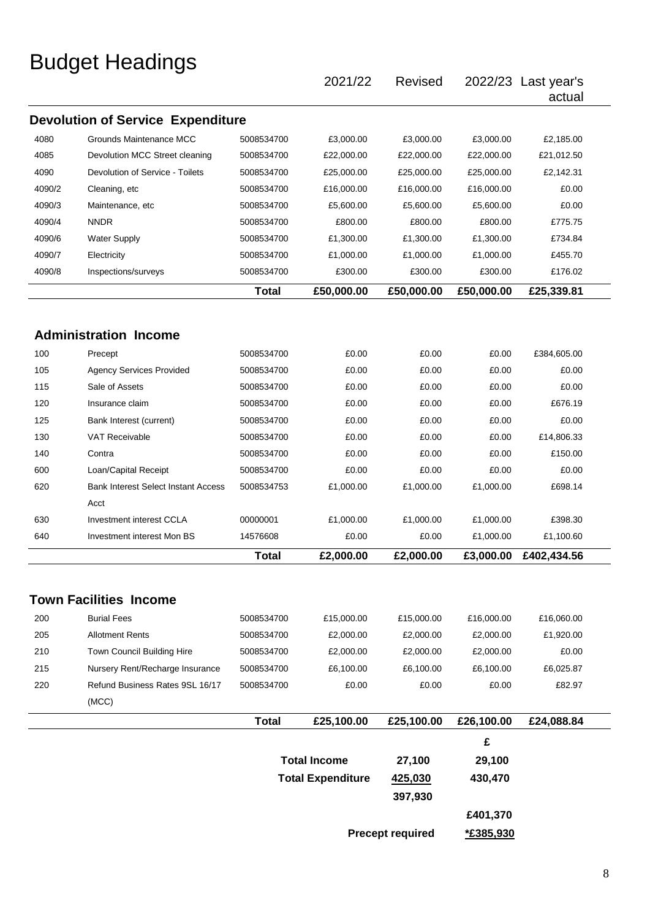# Budget Headings

| | | | 2021/22 | Revised | 2022/23 | Last year's actual |
|---|---|---|---|---|---|---|
| **Devolution of Service Expenditure** | | | | | | |
| 4080 | Grounds Maintenance MCC | 5008534700 | £3,000.00 | £3,000.00 | £3,000.00 | £2,185.00 |
| 4085 | Devolution MCC Street cleaning | 5008534700 | £22,000.00 | £22,000.00 | £22,000.00 | £21,012.50 |
| 4090 | Devolution of Service - Toilets | 5008534700 | £25,000.00 | £25,000.00 | £25,000.00 | £2,142.31 |
| 4090/2 | Cleaning, etc | 5008534700 | £16,000.00 | £16,000.00 | £16,000.00 | £0.00 |
| 4090/3 | Maintenance, etc | 5008534700 | £5,600.00 | £5,600.00 | £5,600.00 | £0.00 |
| 4090/4 | NNDR | 5008534700 | £800.00 | £800.00 | £800.00 | £775.75 |
| 4090/6 | Water Supply | 5008534700 | £1,300.00 | £1,300.00 | £1,300.00 | £734.84 |
| 4090/7 | Electricity | 5008534700 | £1,000.00 | £1,000.00 | £1,000.00 | £455.70 |
| 4090/8 | Inspections/surveys | 5008534700 | £300.00 | £300.00 | £300.00 | £176.02 |
| | | **Total** | **£50,000.00** | **£50,000.00** | **£50,000.00** | **£25,339.81** |

| | | | 2021/22 | Revised | 2022/23 | Last year's actual |
|---|---|---|---|---|---|---|
| **Administration Income** | | | | | | |
| 100 | Precept | 5008534700 | £0.00 | £0.00 | £0.00 | £384,605.00 |
| 105 | Agency Services Provided | 5008534700 | £0.00 | £0.00 | £0.00 | £0.00 |
| 115 | Sale of Assets | 5008534700 | £0.00 | £0.00 | £0.00 | £0.00 |
| 120 | Insurance claim | 5008534700 | £0.00 | £0.00 | £0.00 | £676.19 |
| 125 | Bank Interest (current) | 5008534700 | £0.00 | £0.00 | £0.00 | £0.00 |
| 130 | VAT Receivable | 5008534700 | £0.00 | £0.00 | £0.00 | £14,806.33 |
| 140 | Contra | 5008534700 | £0.00 | £0.00 | £0.00 | £150.00 |
| 600 | Loan/Capital Receipt | 5008534700 | £0.00 | £0.00 | £0.00 | £0.00 |
| 620 | Bank Interest Select Instant Access Acct | 5008534753 | £1,000.00 | £1,000.00 | £1,000.00 | £698.14 |
| 630 | Investment interest CCLA | 00000001 | £1,000.00 | £1,000.00 | £1,000.00 | £398.30 |
| 640 | Investment interest Mon BS | 14576608 | £0.00 | £0.00 | £1,000.00 | £1,100.60 |
| | | **Total** | **£2,000.00** | **£2,000.00** | **£3,000.00** | **£402,434.56** |

| | | | 2021/22 | Revised | 2022/23 | Last year's actual |
|---|---|---|---|---|---|---|
| **Town Facilities Income** | | | | | | |
| 200 | Burial Fees | 5008534700 | £15,000.00 | £15,000.00 | £16,000.00 | £16,060.00 |
| 205 | Allotment Rents | 5008534700 | £2,000.00 | £2,000.00 | £2,000.00 | £1,920.00 |
| 210 | Town Council Building Hire | 5008534700 | £2,000.00 | £2,000.00 | £2,000.00 | £0.00 |
| 215 | Nursery Rent/Recharge Insurance | 5008534700 | £6,100.00 | £6,100.00 | £6,100.00 | £6,025.87 |
| 220 | Refund Business Rates 9SL 16/17 (MCC) | 5008534700 | £0.00 | £0.00 | £0.00 | £82.97 |
| | | **Total** | **£25,100.00** | **£25,100.00** | **£26,100.00** | **£24,088.84** |

| | | **£** |
|---|---|---|
| **Total Income** | **27,100** | **29,100** |
| **Total Expenditure** | **425,030** | **430,470** |
| | **397,930** | |
| | | **£401,370** |
| **Precept required** | | ***£385,930** |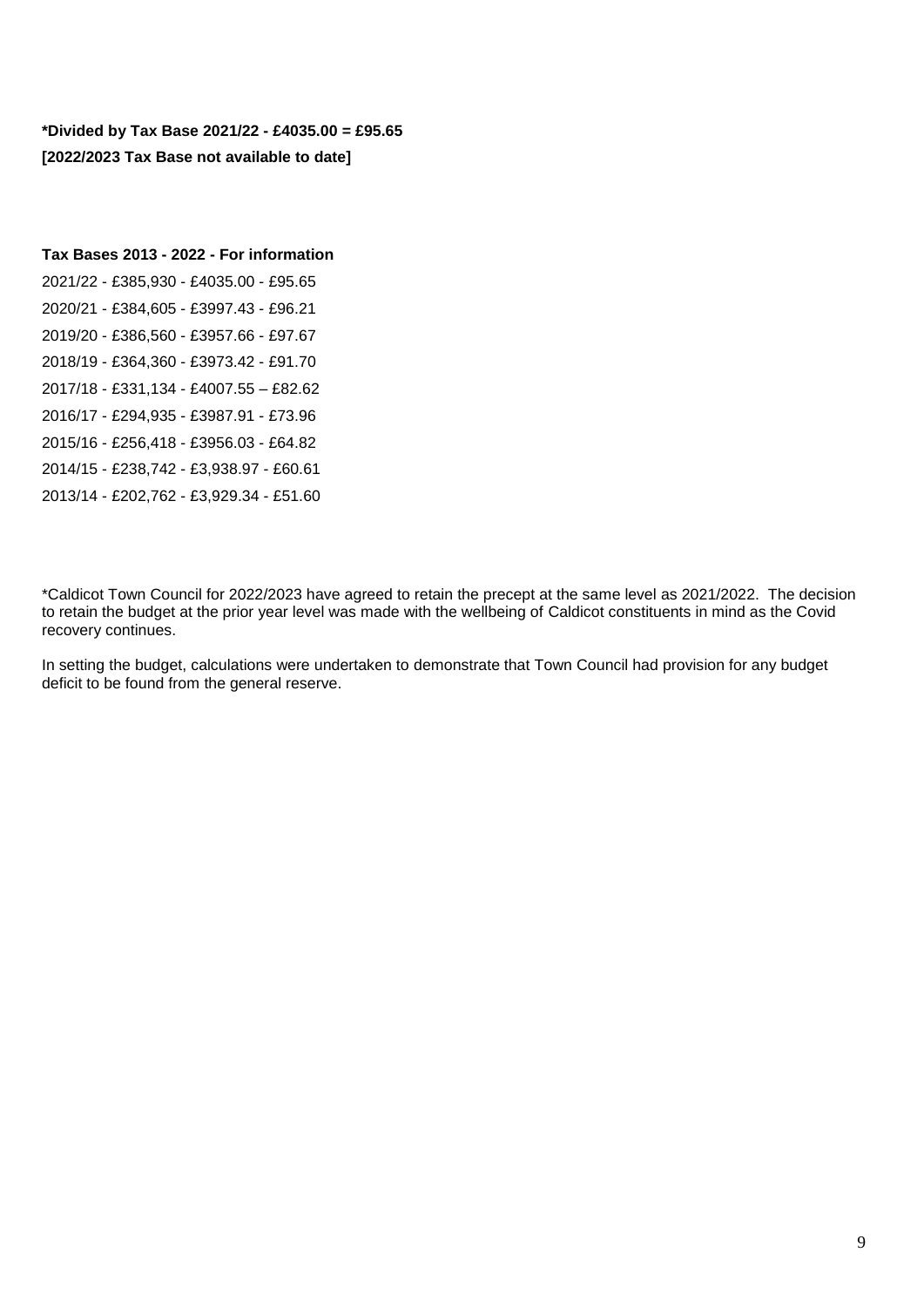**\*Divided by Tax Base 2021/22 - £4035.00 = £95.65**
**[2022/2023 Tax Base not available to date]**

**Tax Bases 2013 - 2022 - For information**

2021/22 - £385,930 - £4035.00 - £95.65

2020/21 - £384,605 - £3997.43 - £96.21

2019/20 - £386,560 - £3957.66 - £97.67

2018/19 - £364,360 - £3973.42 - £91.70

2017/18 - £331,134 - £4007.55 – £82.62

2016/17 - £294,935 - £3987.91 - £73.96

2015/16 - £256,418 - £3956.03 - £64.82

2014/15 - £238,742 - £3,938.97 - £60.61

2013/14 - £202,762 - £3,929.34 - £51.60

\*Caldicot Town Council for 2022/2023 have agreed to retain the precept at the same level as 2021/2022. The decision to retain the budget at the prior year level was made with the wellbeing of Caldicot constituents in mind as the Covid recovery continues.

In setting the budget, calculations were undertaken to demonstrate that Town Council had provision for any budget deficit to be found from the general reserve.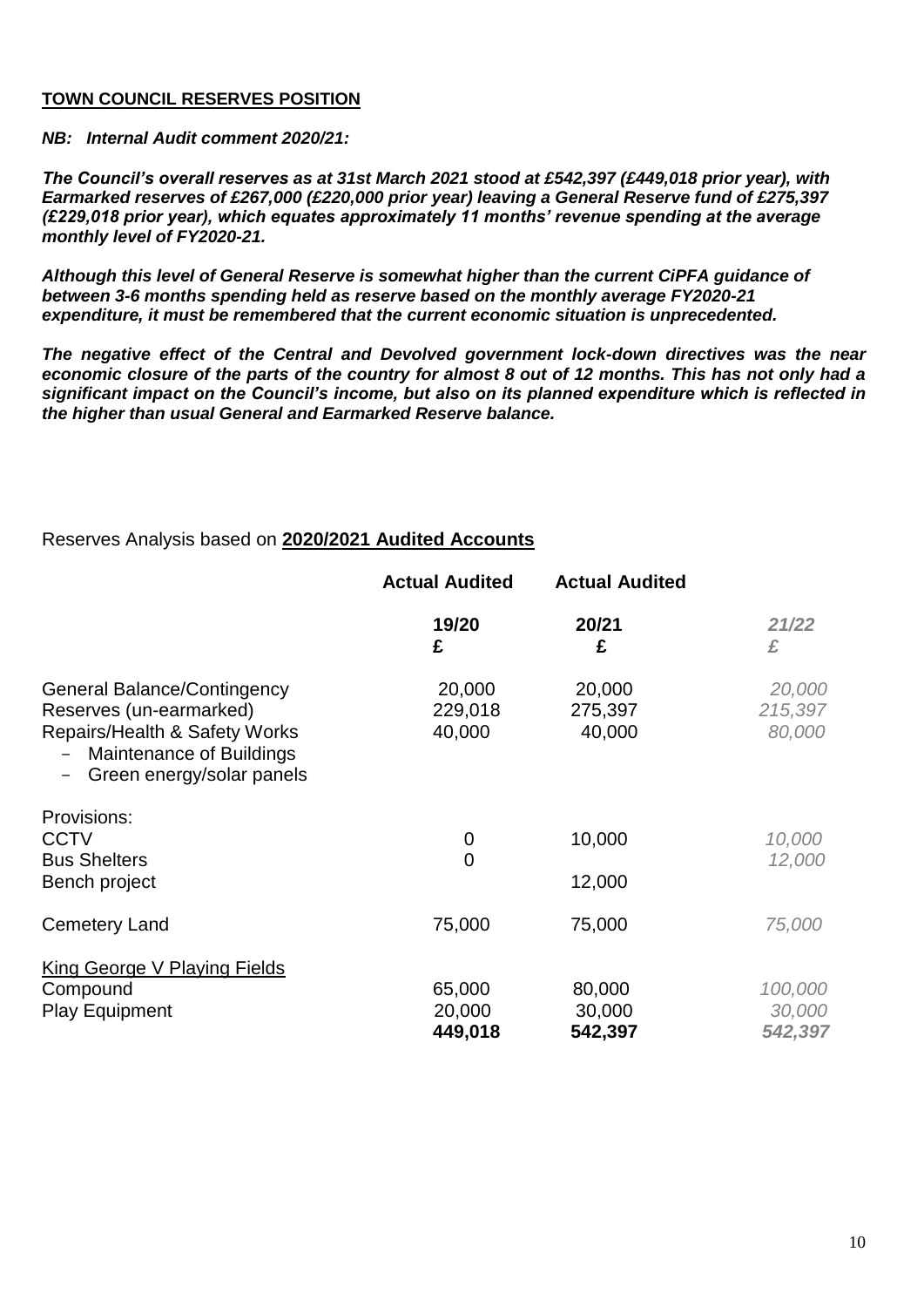**TOWN COUNCIL RESERVES POSITION**

***NB: Internal Audit comment 2020/21:***

***The Council's overall reserves as at 31st March 2021 stood at £542,397 (£449,018 prior year), with Earmarked reserves of £267,000 (£220,000 prior year) leaving a General Reserve fund of £275,397 (£229,018 prior year), which equates approximately 11 months' revenue spending at the average monthly level of FY2020-21.***

***Although this level of General Reserve is somewhat higher than the current CiPFA guidance of between 3-6 months spending held as reserve based on the monthly average FY2020-21 expenditure, it must be remembered that the current economic situation is unprecedented.***

***The negative effect of the Central and Devolved government lock-down directives was the near economic closure of the parts of the country for almost 8 out of 12 months. This has not only had a significant impact on the Council's income, but also on its planned expenditure which is reflected in the higher than usual General and Earmarked Reserve balance.***

Reserves Analysis based on **2020/2021 Audited Accounts**

| | **Actual Audited** | **Actual Audited** | |
|---|---|---|---|
| | **19/20 £** | **20/21 £** | ***21/22 £*** |
| General Balance/Contingency | 20,000 | 20,000 | *20,000* |
| Reserves (un-earmarked) | 229,018 | 275,397 | *215,397* |
| Repairs/Health & Safety Works<br>- Maintenance of Buildings<br>- Green energy/solar panels | 40,000 | 40,000 | *80,000* |
| Provisions: | | | |
| CCTV | 0 | 10,000 | *10,000* |
| Bus Shelters | 0 | | *12,000* |
| Bench project | | 12,000 | |
| Cemetery Land | 75,000 | 75,000 | *75,000* |
| King George V Playing Fields | | | |
| Compound | 65,000 | 80,000 | *100,000* |
| Play Equipment | 20,000 | 30,000 | *30,000* |
| | **449,018** | **542,397** | ***542,397*** |